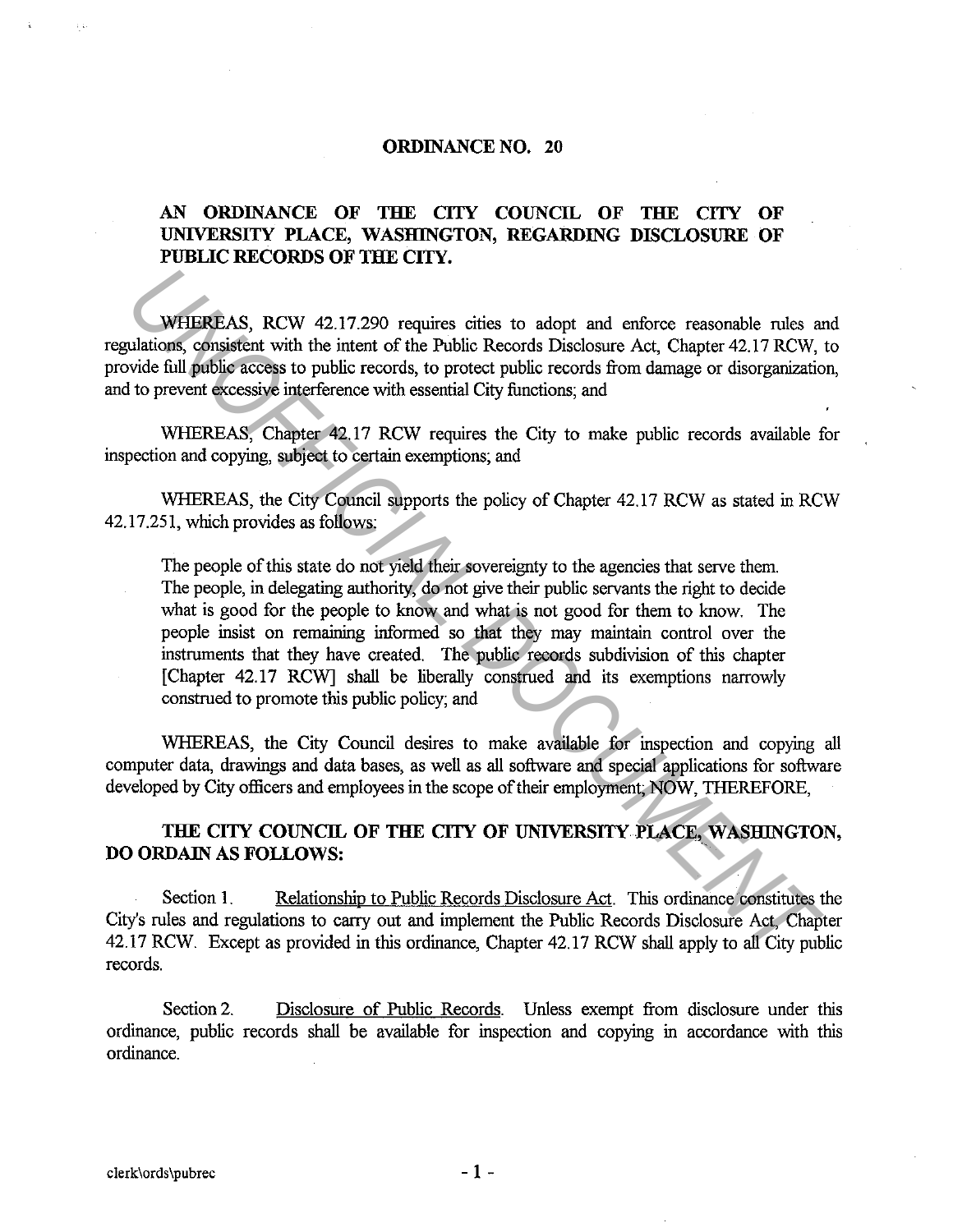# ORDINANCE NO. 20

## AN ORDINANCE OF THE CITY COUNCIL OF THE CITY OF UNIVERSITY PLACE, WASHINGTON, REGARDING DISCLOSURE OF PUBLIC RECORDS OF THE CITY.

WHEREAS, RCW 42.17.290 requires cities to adopt and enforce reasonable rules and regulations, consistent with the intent of the Public Records Disclosure Act, Chapter 42.17 RCW, to provide full public access to public records, to protect public records from damage or disorganization, and to prevent excessive interference with essential City functions; and

WHEREAS, Chapter 42.17 RCW requires the City to make public records available for inspection and copying, subject to certain exemptions; and

WHEREAS, the City Council supports the policy of Chapter 42.17 RCW as stated in RCW 42.17.251, which provides as follows:

> The people of this state do not yield their sovereignty to the agencies that serve them. The people, in delegating authority, do not give their public servants the right to decide what is good for the people to know and what is not good for them to know. The people insist on remaining informed so that they may maintain control over the instruments that they have created. The public records subdivision of this chapter [Chapter 42.17 RCW] shall be liberally construed and its exemptions narrowly construed to promote this public policy; and

WHEREAS, the City Council desires to make available for inspection and copying all computer data, drawings and data bases, as well as all software and special applications for software developed by City officers and employees in the scope of their employment; NOW, THEREFORE,

**THE CITY COUNCIL OF THE CITY OF UNIVERSITY PLACE, WASHINGTON, DO ORDAIN AS FOLLOWS:**

Section 1. Relationship to Public Records Disclosure Act. This ordinance constitutes the City's rules and regulations to carry out and implement the Public Records Disclosure Act, Chapter 42.17 RCW. Except as provided in this ordinance, Chapter 42.17 RCW shall apply to all City public records.

Section 2. Disclosure of Public Records. Unless exempt from disclosure under this ordinance, public records shall be available for inspection and copying in accordance with this ordinance.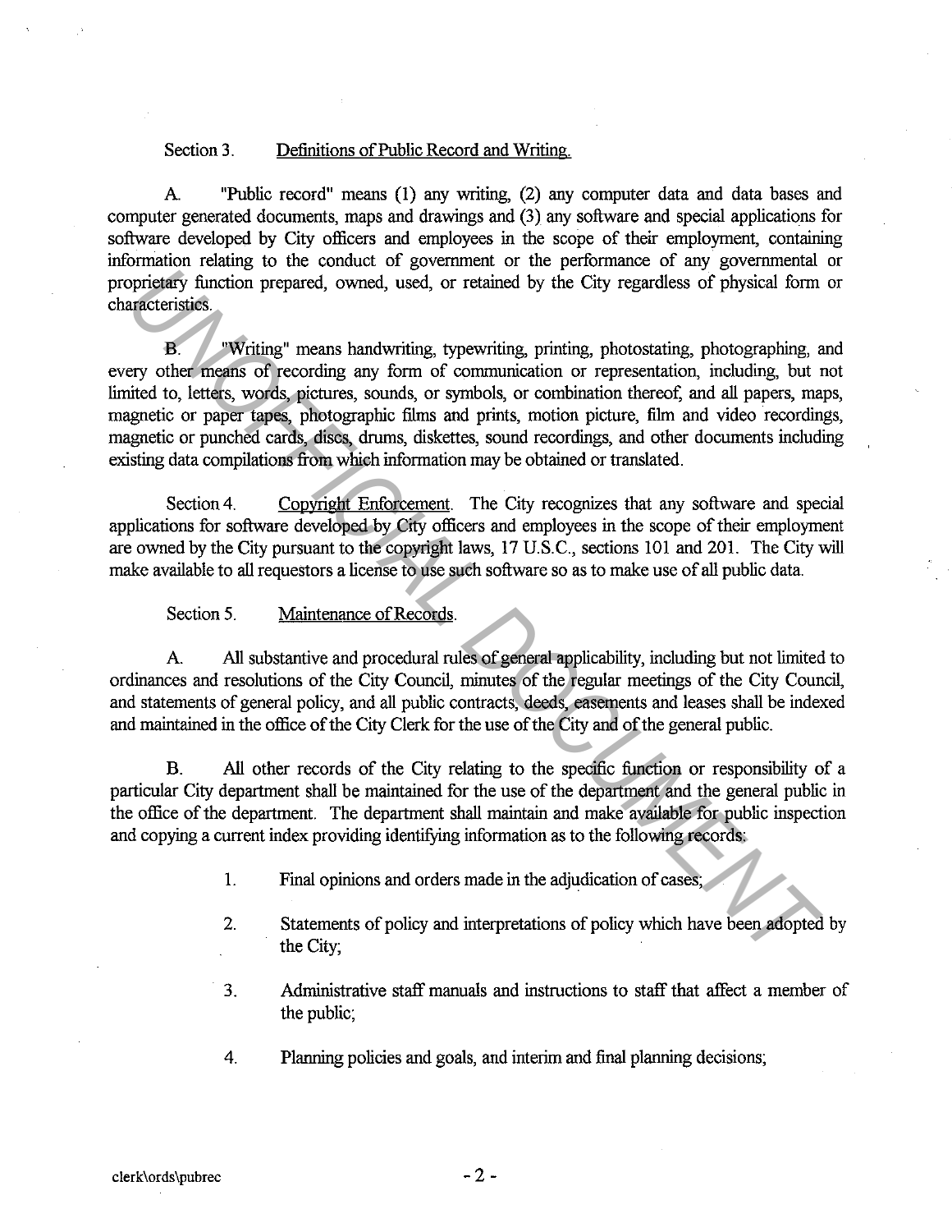Section 3. Definitions of Public Record and Writing.

A. "Public record" means (1) any writing, (2) any computer data and data bases and computer generated documents, maps and drawings and (3) any software and special applications for software developed by City officers and employees in the scope of their employment, containing information relating to the conduct of government or the performance of any governmental or proprietary function prepared, owned, used, or retained by the City regardless of physical form or characteristics.

B. "Writing" means handwriting, typewriting, printing, photostating, photographing, and every other means of recording any form of communication or representation, including, but not limited to, letters, words, pictures, sounds, or symbols, or combination thereof, and all papers, maps, magnetic or paper tapes, photographic films and prints, motion picture, film and video recordings, magnetic or punched cards, discs, drums, diskettes, sound recordings, and other documents including existing data compilations from which information may be obtained or translated.

Section 4. Copyright Enforcement. The City recognizes that any software and special applications for software developed by City officers and employees in the scope of their employment are owned by the City pursuant to the copyright laws, 17 U.S.C., sections 101 and 201. The City will make available to all requestors a license to use such software so as to make use of all public data.

Section 5. Maintenance of Records.

A. All substantive and procedural rules of general applicability, including but not limited to ordinances and resolutions of the City Council, minutes of the regular meetings of the City Council, and statements of general policy, and all public contracts, deeds, easements and leases shall be indexed and maintained in the office of the City Clerk for the use of the City and of the general public.

B. All other records of the City relating to the specific function or responsibility of a particular City department shall be maintained for the use of the department and the general public in the office of the department. The department shall maintain and make available for public inspection and copying a current index providing identifying information as to the following records:

1. Final opinions and orders made in the adjudication of cases;

2. Statements of policy and interpretations of policy which have been adopted by the City;

3. Administrative staff manuals and instructions to staff that affect a member of the public;

4. Planning policies and goals, and interim and final planning decisions;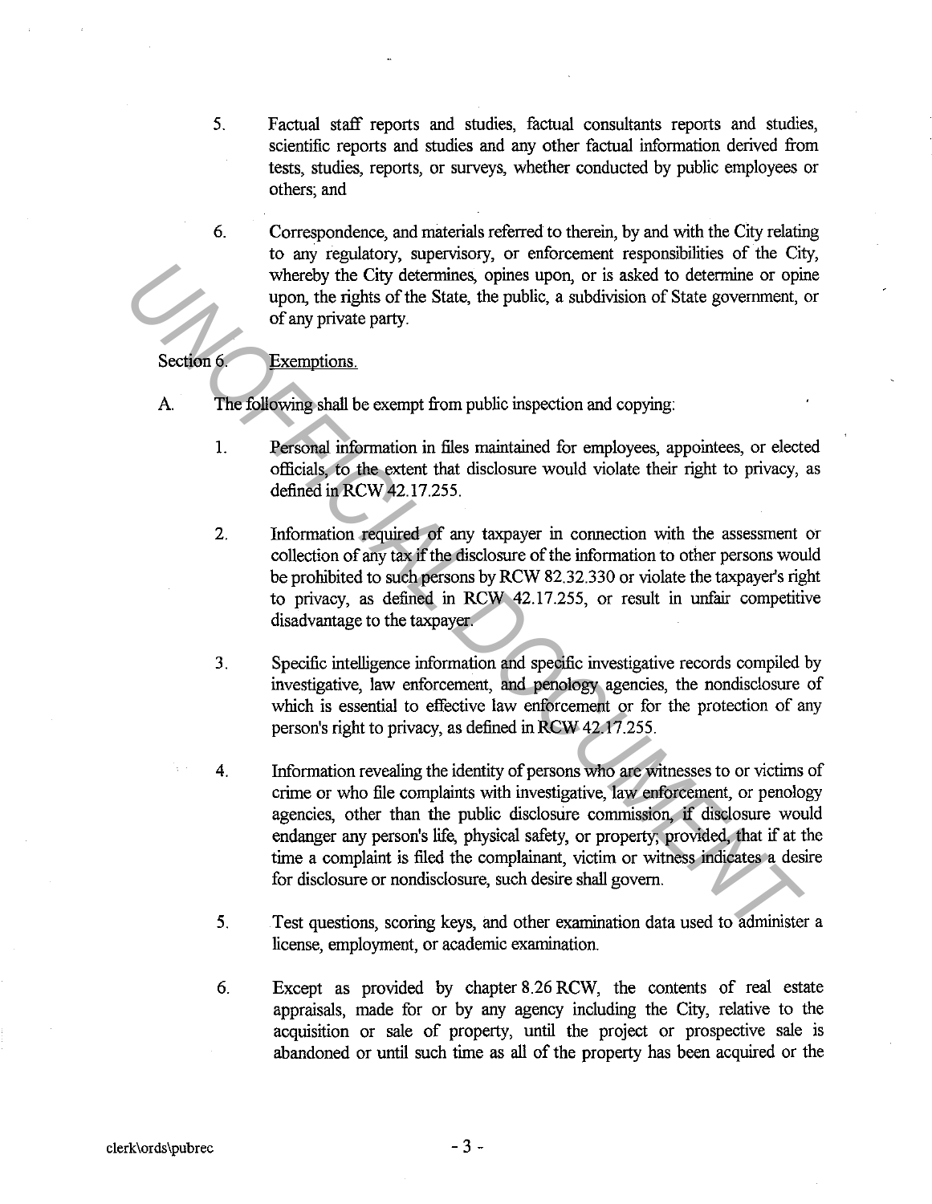5. Factual staff reports and studies, factual consultants reports and studies, scientific reports and studies and any other factual information derived from tests, studies, reports, or surveys, whether conducted by public employees or others; and

6. Correspondence, and materials referred to therein, by and with the City relating to any regulatory, supervisory, or enforcement responsibilities of the City, whereby the City determines, opines upon, or is asked to determine or opine upon, the rights of the State, the public, a subdivision of State government, or of any private party.

Section 6. Exemptions.

A. The following shall be exempt from public inspection and copying:

1. Personal information in files maintained for employees, appointees, or elected officials, to the extent that disclosure would violate their right to privacy, as defined in RCW 42.17.255.

2. Information required of any taxpayer in connection with the assessment or collection of any tax if the disclosure of the information to other persons would be prohibited to such persons by RCW 82.32.330 or violate the taxpayer's right to privacy, as defined in RCW 42.17.255, or result in unfair competitive disadvantage to the taxpayer.

3. Specific intelligence information and specific investigative records compiled by investigative, law enforcement, and penology agencies, the nondisclosure of which is essential to effective law enforcement or for the protection of any person's right to privacy, as defined in RCW 42.17.255.

4. Information revealing the identity of persons who are witnesses to or victims of crime or who file complaints with investigative, law enforcement, or penology agencies, other than the public disclosure commission, if disclosure would endanger any person's life, physical safety, or property; provided, that if at the time a complaint is filed the complainant, victim or witness indicates a desire for disclosure or nondisclosure, such desire shall govern.

5. Test questions, scoring keys, and other examination data used to administer a license, employment, or academic examination.

6. Except as provided by chapter 8.26 RCW, the contents of real estate appraisals, made for or by any agency including the City, relative to the acquisition or sale of property, until the project or prospective sale is abandoned or until such time as all of the property has been acquired or the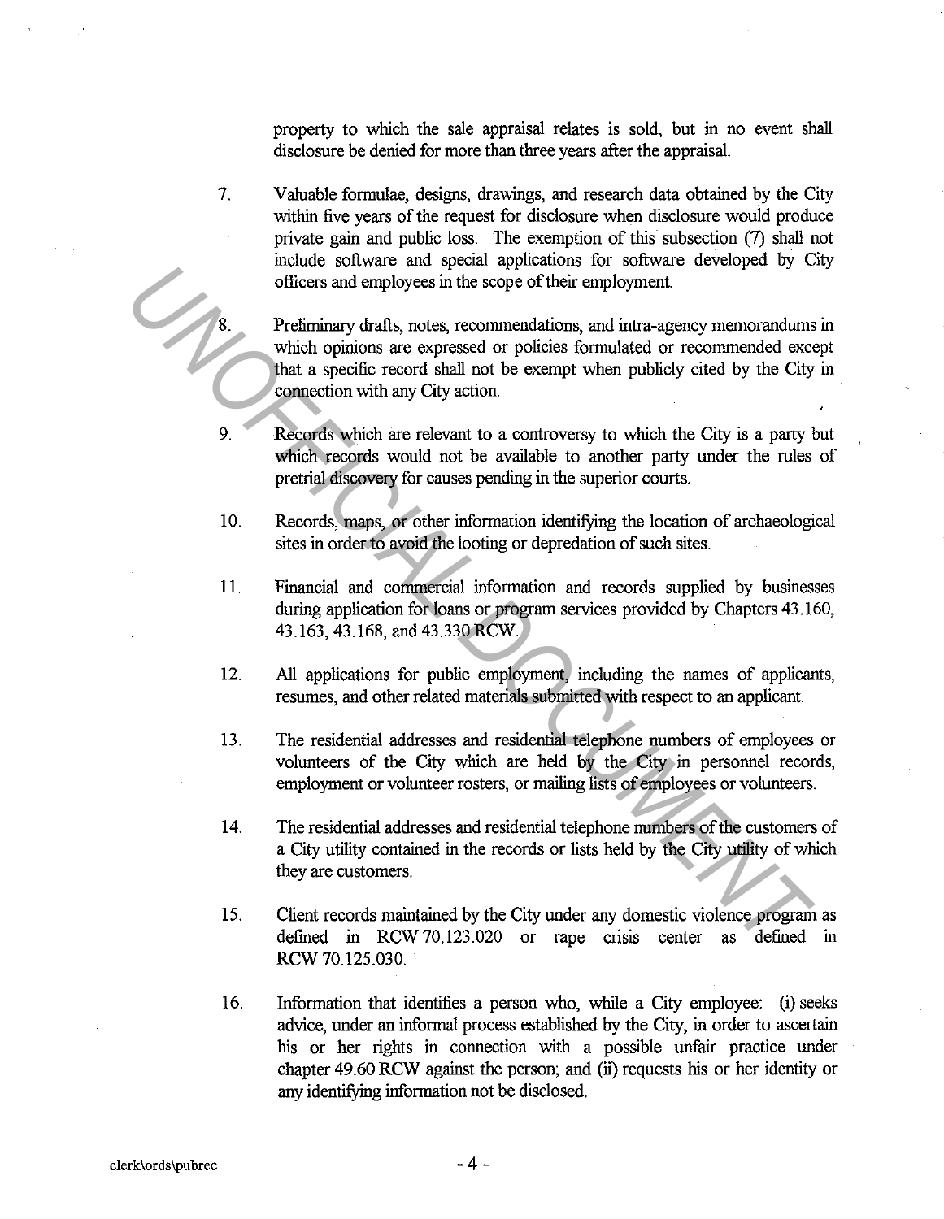property to which the sale appraisal relates is sold, but in no event shall disclosure be denied for more than three years after the appraisal.

7. Valuable formulae, designs, drawings, and research data obtained by the City within five years of the request for disclosure when disclosure would produce private gain and public loss. The exemption of this subsection (7) shall not include software and special applications for software developed by City officers and employees in the scope of their employment.

8. Preliminary drafts, notes, recommendations, and intra-agency memorandums in which opinions are expressed or policies formulated or recommended except that a specific record shall not be exempt when publicly cited by the City in connection with any City action.

9. Records which are relevant to a controversy to which the City is a party but which records would not be available to another party under the rules of pretrial discovery for causes pending in the superior courts.

10. Records, maps, or other information identifying the location of archaeological sites in order to avoid the looting or depredation of such sites.

11. Financial and commercial information and records supplied by businesses during application for loans or program services provided by Chapters 43.160, 43.163, 43.168, and 43.330 RCW.

12. All applications for public employment, including the names of applicants, resumes, and other related materials submitted with respect to an applicant.

13. The residential addresses and residential telephone numbers of employees or volunteers of the City which are held by the City in personnel records, employment or volunteer rosters, or mailing lists of employees or volunteers.

14. The residential addresses and residential telephone numbers of the customers of a City utility contained in the records or lists held by the City utility of which they are customers.

15. Client records maintained by the City under any domestic violence program as defined in RCW 70.123.020 or rape crisis center as defined in RCW 70.125.030.

16. Information that identifies a person who, while a City employee: (i) seeks advice, under an informal process established by the City, in order to ascertain his or her rights in connection with a possible unfair practice under chapter 49.60 RCW against the person; and (ii) requests his or her identity or any identifying information not be disclosed.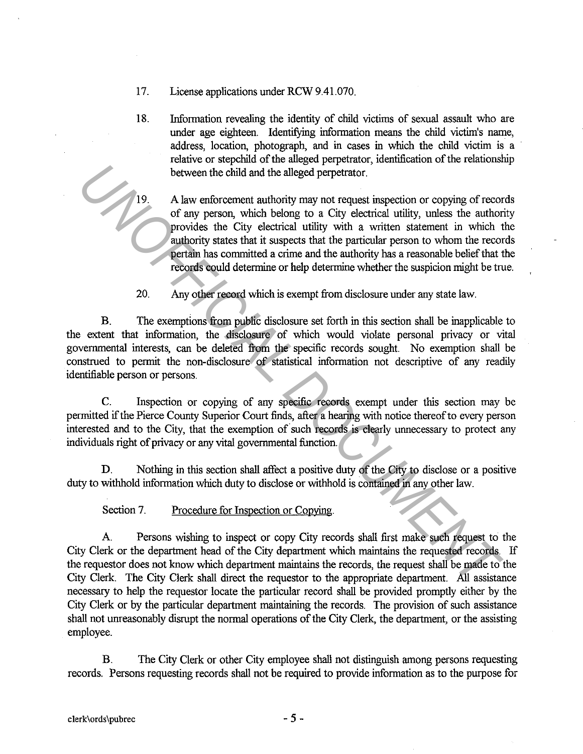17. License applications under RCW 9.41.070.

18. Information revealing the identity of child victims of sexual assault who are under age eighteen. Identifying information means the child victim's name, address, location, photograph, and in cases in which the child victim is a relative or stepchild of the alleged perpetrator, identification of the relationship between the child and the alleged perpetrator.

19. A law enforcement authority may not request inspection or copying of records of any person, which belong to a City electrical utility, unless the authority provides the City electrical utility with a written statement in which the authority states that it suspects that the particular person to whom the records pertain has committed a crime and the authority has a reasonable belief that the records could determine or help determine whether the suspicion might be true.

20. Any other record which is exempt from disclosure under any state law.

B. The exemptions from public disclosure set forth in this section shall be inapplicable to the extent that information, the disclosure of which would violate personal privacy or vital governmental interests, can be deleted from the specific records sought. No exemption shall be construed to permit the non-disclosure of statistical information not descriptive of any readily identifiable person or persons.

C. Inspection or copying of any specific records exempt under this section may be permitted if the Pierce County Superior Court finds, after a hearing with notice thereof to every person interested and to the City, that the exemption of such records is clearly unnecessary to protect any individuals right of privacy or any vital governmental function.

D. Nothing in this section shall affect a positive duty of the City to disclose or a positive duty to withhold information which duty to disclose or withhold is contained in any other law.

Section 7. Procedure for Inspection or Copying.

A. Persons wishing to inspect or copy City records shall first make such request to the City Clerk or the department head of the City department which maintains the requested records. If the requestor does not know which department maintains the records, the request shall be made to the City Clerk. The City Clerk shall direct the requestor to the appropriate department. All assistance necessary to help the requestor locate the particular record shall be provided promptly either by the City Clerk or by the particular department maintaining the records. The provision of such assistance shall not unreasonably disrupt the normal operations of the City Clerk, the department, or the assisting employee.

B. The City Clerk or other City employee shall not distinguish among persons requesting records. Persons requesting records shall not be required to provide information as to the purpose for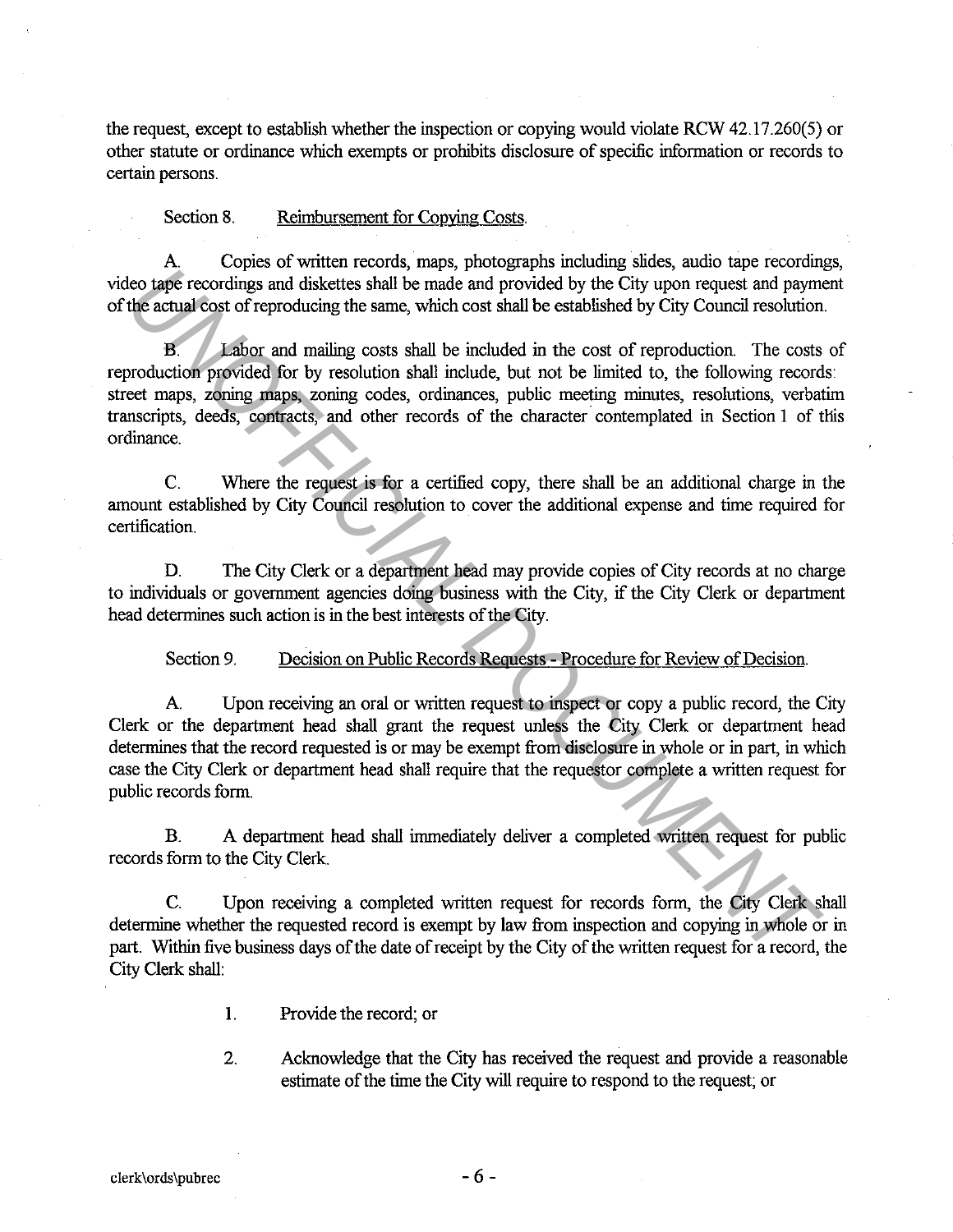the request, except to establish whether the inspection or copying would violate RCW 42.17.260(5) or other statute or ordinance which exempts or prohibits disclosure of specific information or records to certain persons.

Section 8. Reimbursement for Copying Costs.

A. Copies of written records, maps, photographs including slides, audio tape recordings, video tape recordings and diskettes shall be made and provided by the City upon request and payment of the actual cost of reproducing the same, which cost shall be established by City Council resolution.

B. Labor and mailing costs shall be included in the cost of reproduction. The costs of reproduction provided for by resolution shall include, but not be limited to, the following records: street maps, zoning maps, zoning codes, ordinances, public meeting minutes, resolutions, verbatim transcripts, deeds, contracts, and other records of the character contemplated in Section 1 of this ordinance.

C. Where the request is for a certified copy, there shall be an additional charge in the amount established by City Council resolution to cover the additional expense and time required for certification.

D. The City Clerk or a department head may provide copies of City records at no charge to individuals or government agencies doing business with the City, if the City Clerk or department head determines such action is in the best interests of the City.

Section 9. Decision on Public Records Requests - Procedure for Review of Decision.

A. Upon receiving an oral or written request to inspect or copy a public record, the City Clerk or the department head shall grant the request unless the City Clerk or department head determines that the record requested is or may be exempt from disclosure in whole or in part, in which case the City Clerk or department head shall require that the requestor complete a written request for public records form.

B. A department head shall immediately deliver a completed written request for public records form to the City Clerk.

C. Upon receiving a completed written request for records form, the City Clerk shall determine whether the requested record is exempt by law from inspection and copying in whole or in part. Within five business days of the date of receipt by the City of the written request for a record, the City Clerk shall:

1. Provide the record; or

2. Acknowledge that the City has received the request and provide a reasonable estimate of the time the City will require to respond to the request; or

clerk\ords\pubrec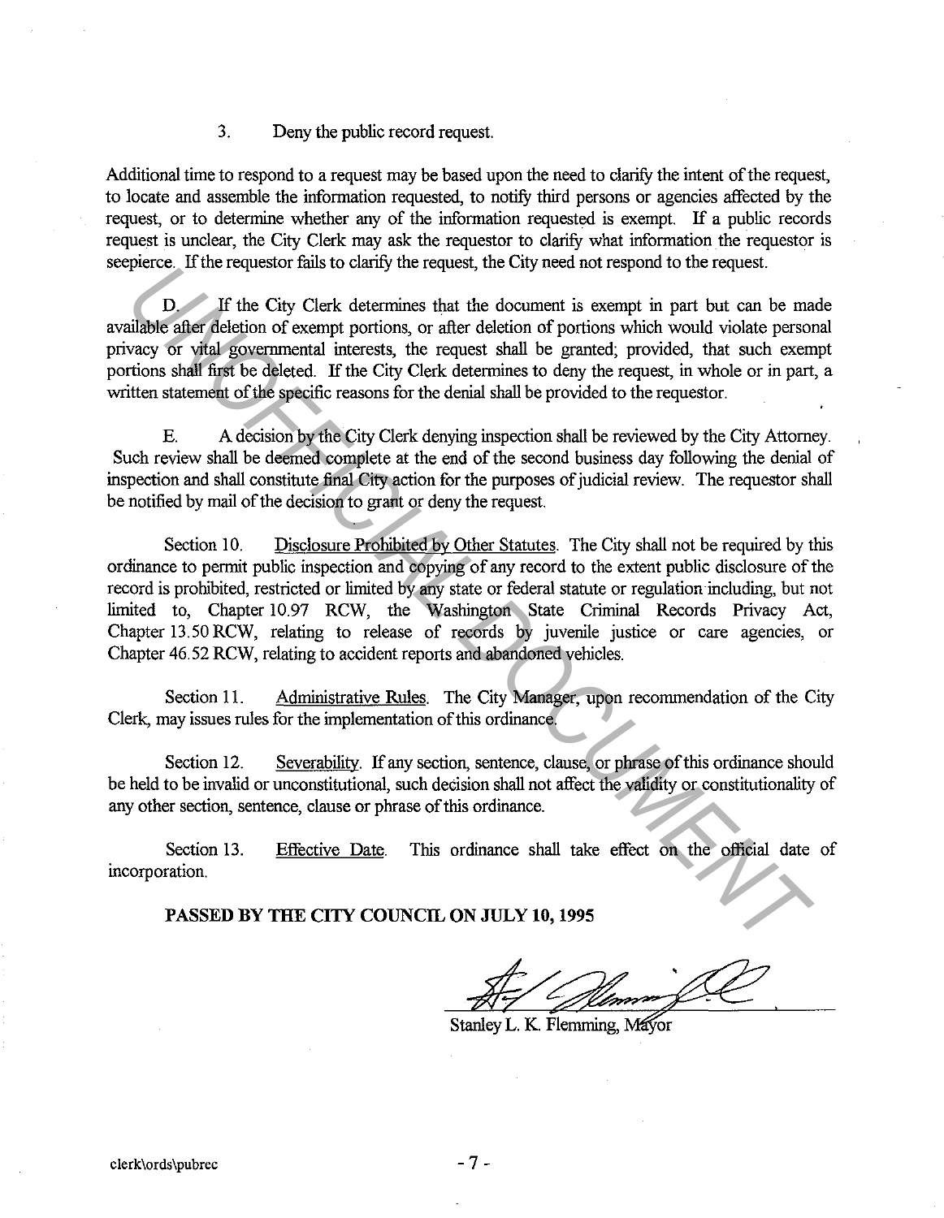3. Deny the public record request.

Additional time to respond to a request may be based upon the need to clarify the intent of the request, to locate and assemble the information requested, to notify third persons or agencies affected by the request, or to determine whether any of the information requested is exempt. If a public records request is unclear, the City Clerk may ask the requestor to clarify what information the requestor is seepierce. If the requestor fails to clarify the request, the City need not respond to the request.

D. If the City Clerk determines that the document is exempt in part but can be made available after deletion of exempt portions, or after deletion of portions which would violate personal privacy or vital governmental interests, the request shall be granted; provided, that such exempt portions shall first be deleted. If the City Clerk determines to deny the request, in whole or in part, a written statement of the specific reasons for the denial shall be provided to the requestor.

E. A decision by the City Clerk denying inspection shall be reviewed by the City Attorney. Such review shall be deemed complete at the end of the second business day following the denial of inspection and shall constitute final City action for the purposes of judicial review. The requestor shall be notified by mail of the decision to grant or deny the request.

Section 10. Disclosure Prohibited by Other Statutes. The City shall not be required by this ordinance to permit public inspection and copying of any record to the extent public disclosure of the record is prohibited, restricted or limited by any state or federal statute or regulation including, but not limited to, Chapter 10.97 RCW, the Washington State Criminal Records Privacy Act, Chapter 13.50 RCW, relating to release of records by juvenile justice or care agencies, or Chapter 46.52 RCW, relating to accident reports and abandoned vehicles.

Section 11. Administrative Rules. The City Manager, upon recommendation of the City Clerk, may issues rules for the implementation of this ordinance.

Section 12. Severability. If any section, sentence, clause, or phrase of this ordinance should be held to be invalid or unconstitutional, such decision shall not affect the validity or constitutionality of any other section, sentence, clause or phrase of this ordinance.

Section 13. Effective Date. This ordinance shall take effect on the official date of incorporation.

**PASSED BY THE CITY COUNCIL ON JULY 10, 1995**

Stanley L. K. Flemming, Mayor

clerk\ords\pubrec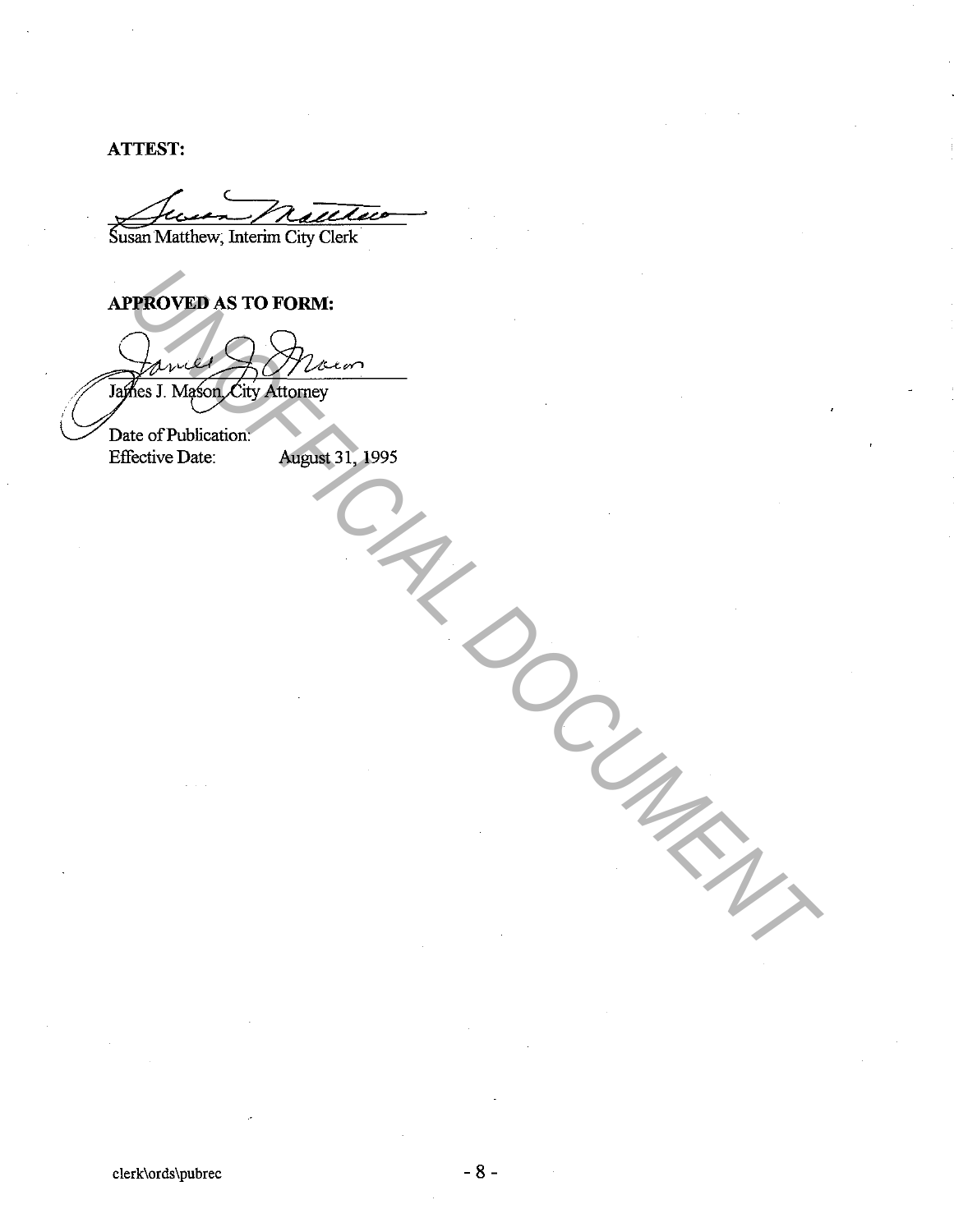**ATTEST:**

Susan Matthew, Interim City Clerk

**APPROVED AS TO FORM:**

James J. Mason, City Attorney

Date of Publication:
Effective Date: August 31, 1995

clerk\ords\pubrec